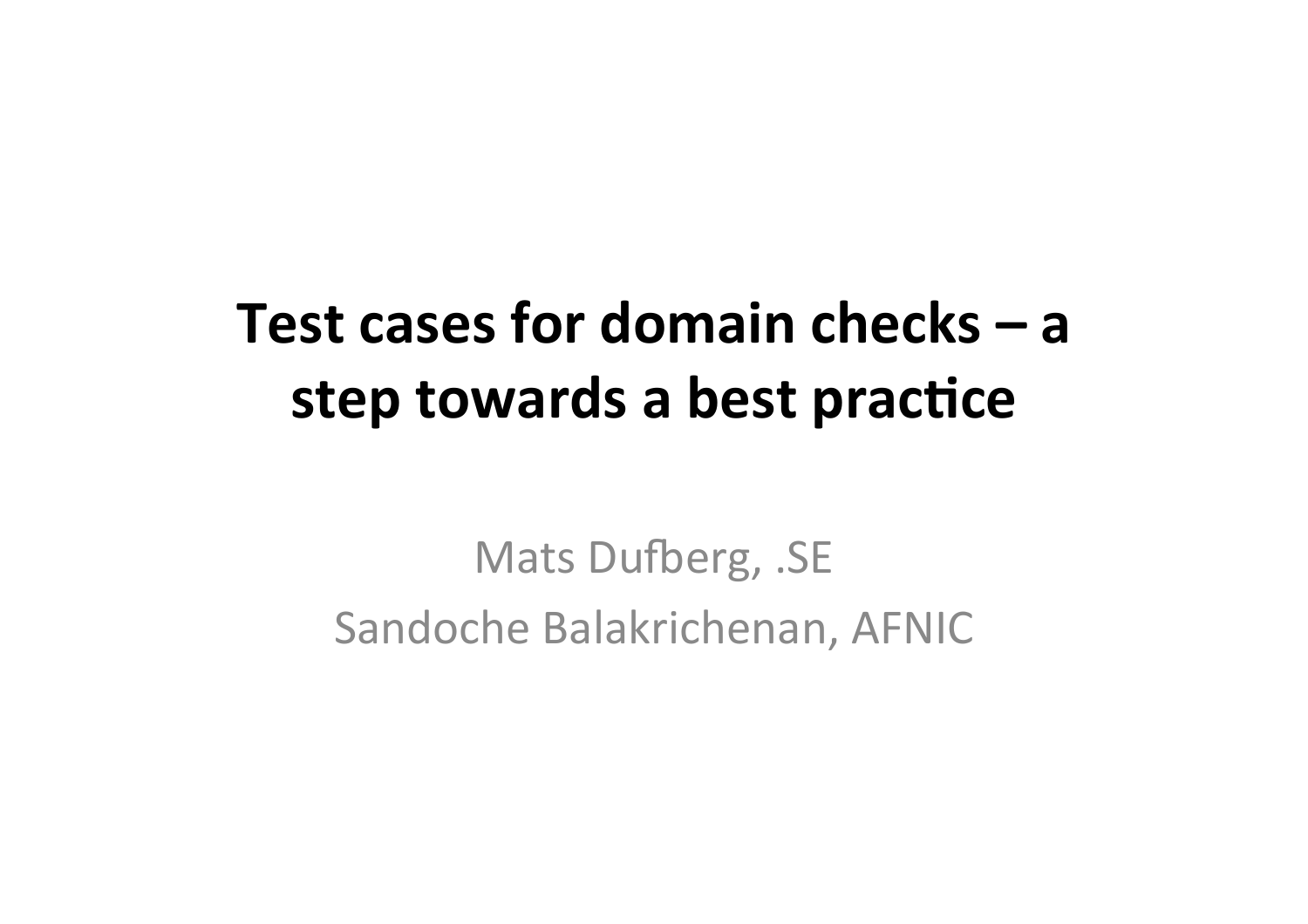# Test cases for domain checks – a step towards a best practice

Mats Dufberg, .SE

Sandoche Balakrichenan, AFNIC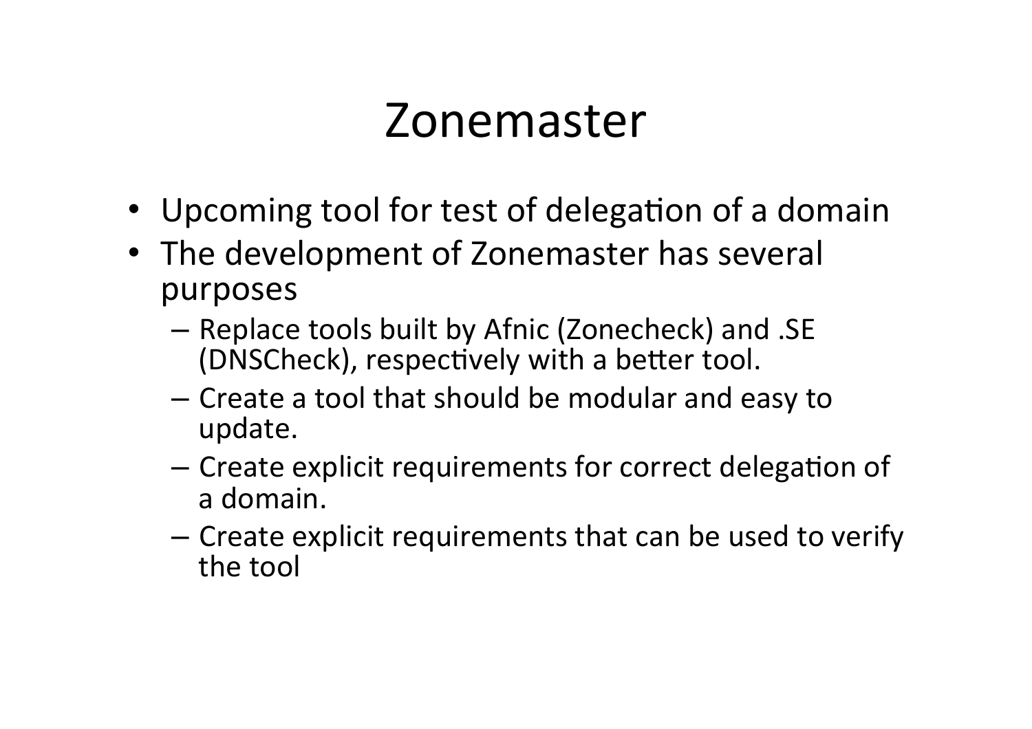# Zonemaster

- Upcoming tool for test of delegation of a domain
- The development of Zonemaster has several purposes
  - Replace tools built by Afnic (Zonecheck) and .SE (DNSCheck), respectively with a better tool.
  - Create a tool that should be modular and easy to update.
  - Create explicit requirements for correct delegation of a domain.
  - Create explicit requirements that can be used to verify the tool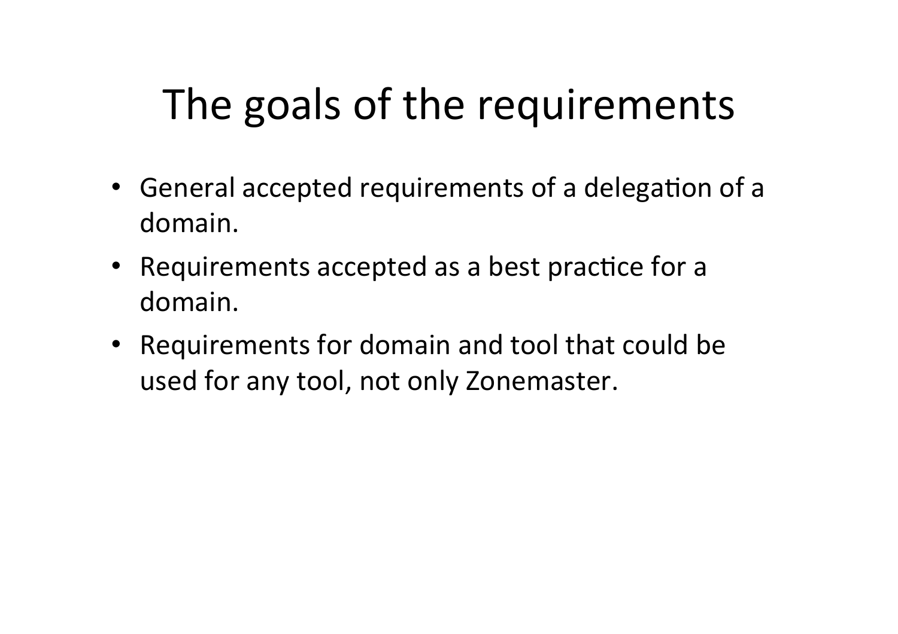# The goals of the requirements

- General accepted requirements of a delegation of a domain.
- Requirements accepted as a best practice for a domain.
- Requirements for domain and tool that could be used for any tool, not only Zonemaster.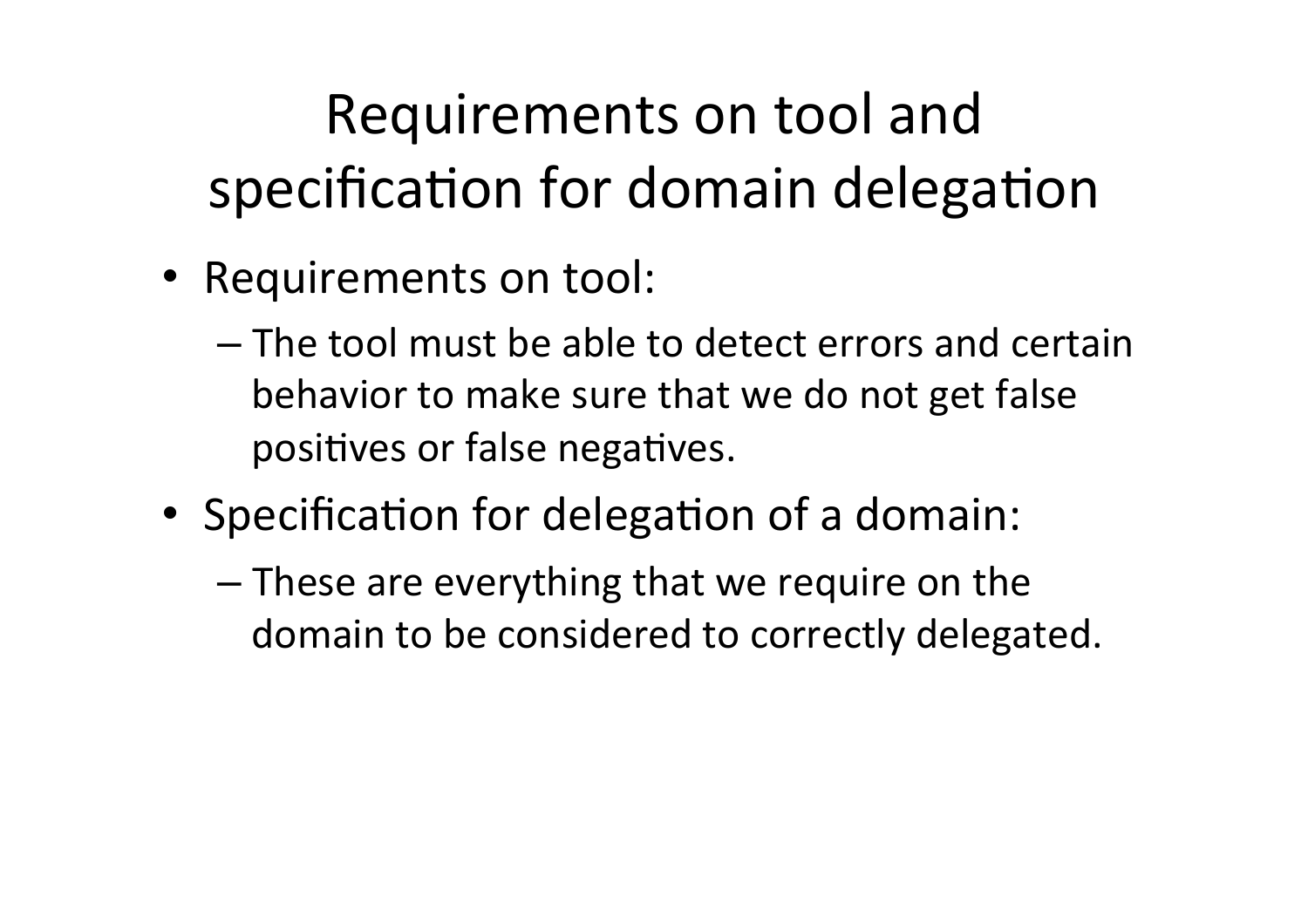# Requirements on tool and specification for domain delegation

- Requirements on tool:
  - The tool must be able to detect errors and certain behavior to make sure that we do not get false positives or false negatives.
- Specification for delegation of a domain:
  - These are everything that we require on the domain to be considered to correctly delegated.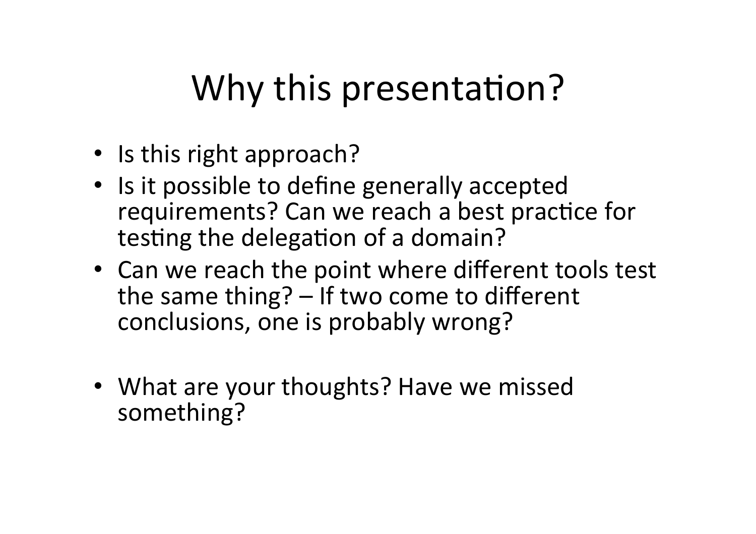# Why this presentation?

- Is this right approach?
- Is it possible to define generally accepted requirements? Can we reach a best practice for testing the delegation of a domain?
- Can we reach the point where different tools test the same thing? – If two come to different conclusions, one is probably wrong?

- What are your thoughts? Have we missed something?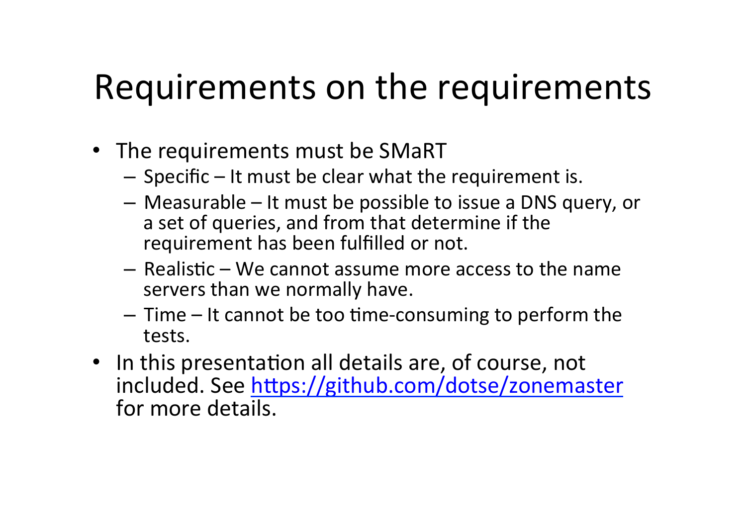# Requirements on the requirements

- The requirements must be SMaRT
  - Specific – It must be clear what the requirement is.
  - Measurable – It must be possible to issue a DNS query, or a set of queries, and from that determine if the requirement has been fulfilled or not.
  - Realistic – We cannot assume more access to the name servers than we normally have.
  - Time – It cannot be too time-consuming to perform the tests.
- In this presentation all details are, of course, not included. See [https://github.com/dotse/zonemaster](https://github.com/dotse/zonemaster) for more details.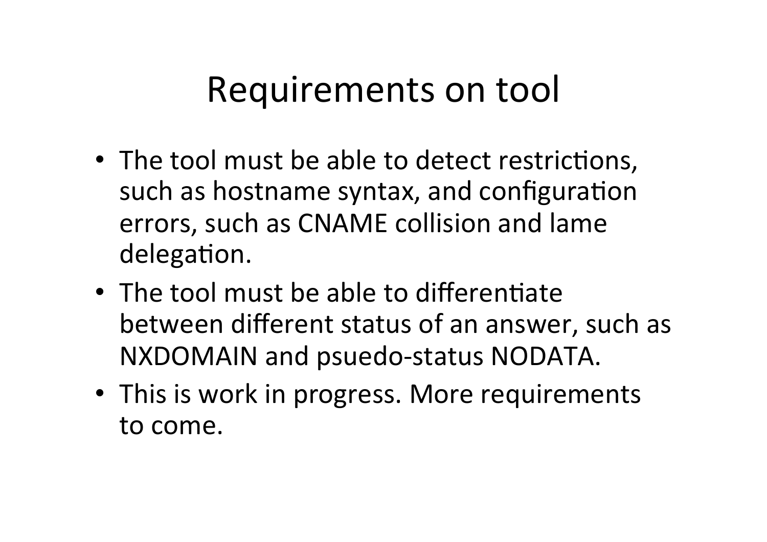# Requirements on tool

- The tool must be able to detect restrictions, such as hostname syntax, and configuration errors, such as CNAME collision and lame delegation.
- The tool must be able to differentiate between different status of an answer, such as NXDOMAIN and psuedo-status NODATA.
- This is work in progress. More requirements to come.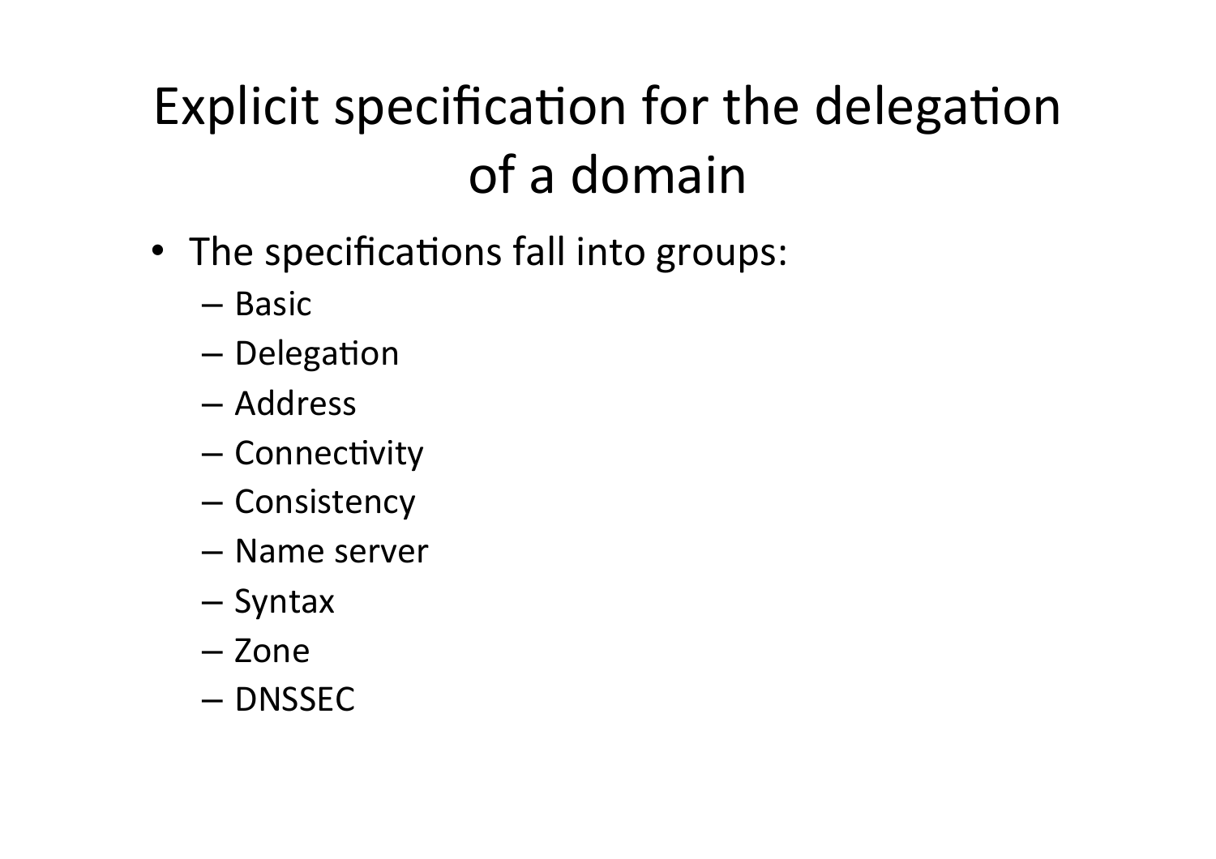# Explicit specification for the delegation of a domain

- The specifications fall into groups:
  - Basic
  - Delegation
  - Address
  - Connectivity
  - Consistency
  - Name server
  - Syntax
  - Zone
  - DNSSEC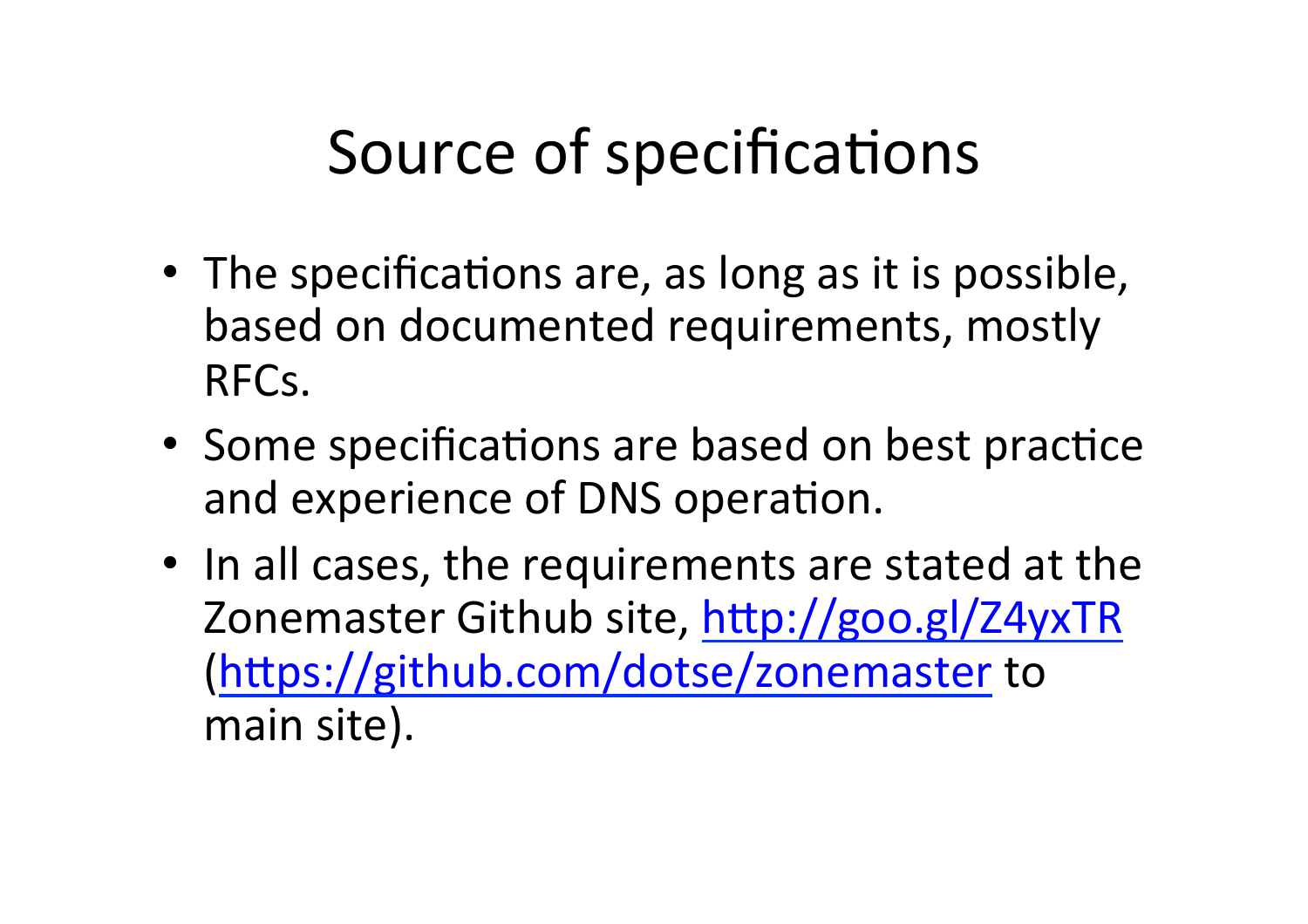# Source of specifications

- The specifications are, as long as it is possible, based on documented requirements, mostly RFCs.
- Some specifications are based on best practice and experience of DNS operation.
- In all cases, the requirements are stated at the Zonemaster Github site, [http://goo.gl/Z4yxTR](http://goo.gl/Z4yxTR) ([https://github.com/dotse/zonemaster](https://github.com/dotse/zonemaster) to main site).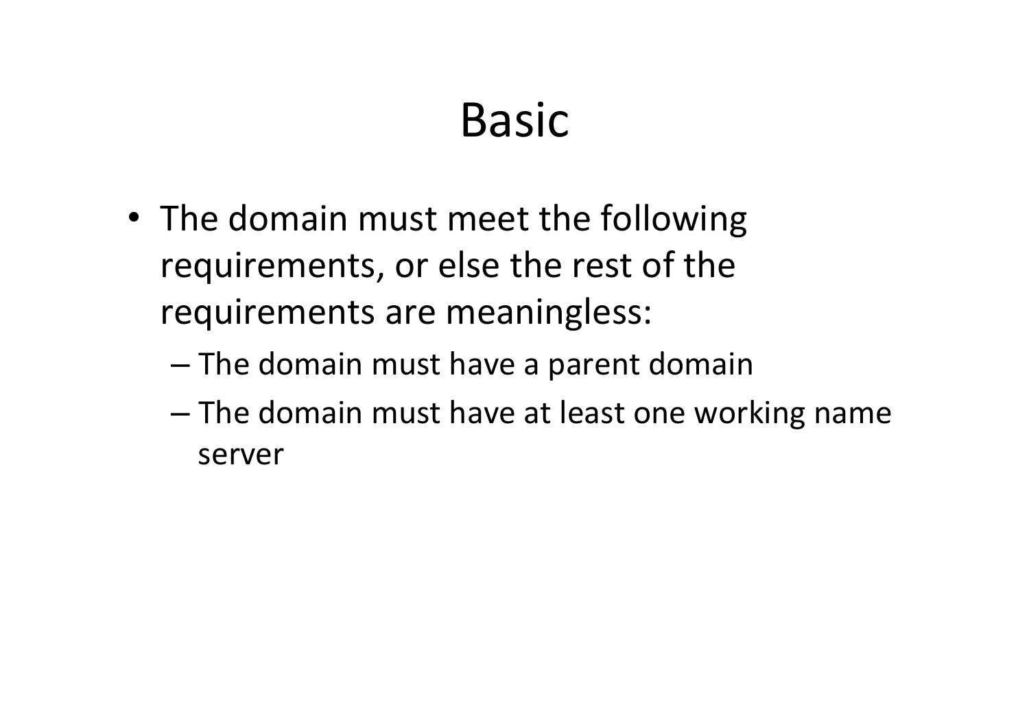# Basic

- The domain must meet the following requirements, or else the rest of the requirements are meaningless:
  - The domain must have a parent domain
  - The domain must have at least one working name server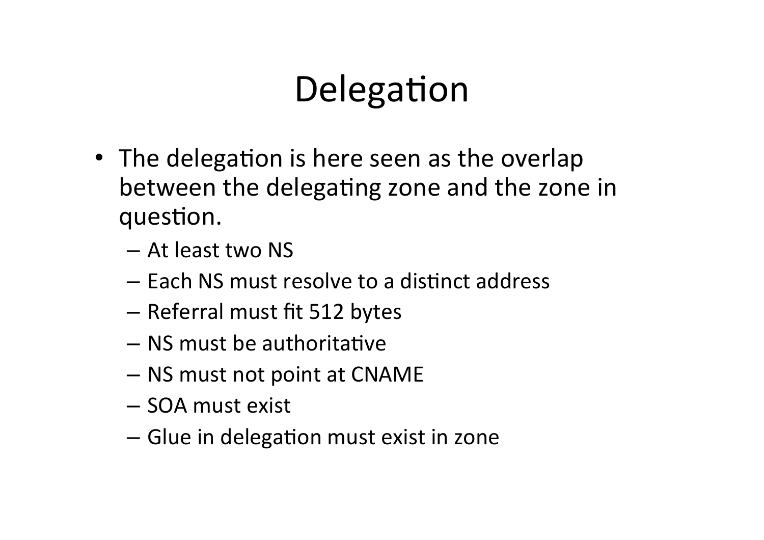# Delegation

- The delegation is here seen as the overlap between the delegating zone and the zone in question.
  - At least two NS
  - Each NS must resolve to a distinct address
  - Referral must fit 512 bytes
  - NS must be authoritative
  - NS must not point at CNAME
  - SOA must exist
  - Glue in delegation must exist in zone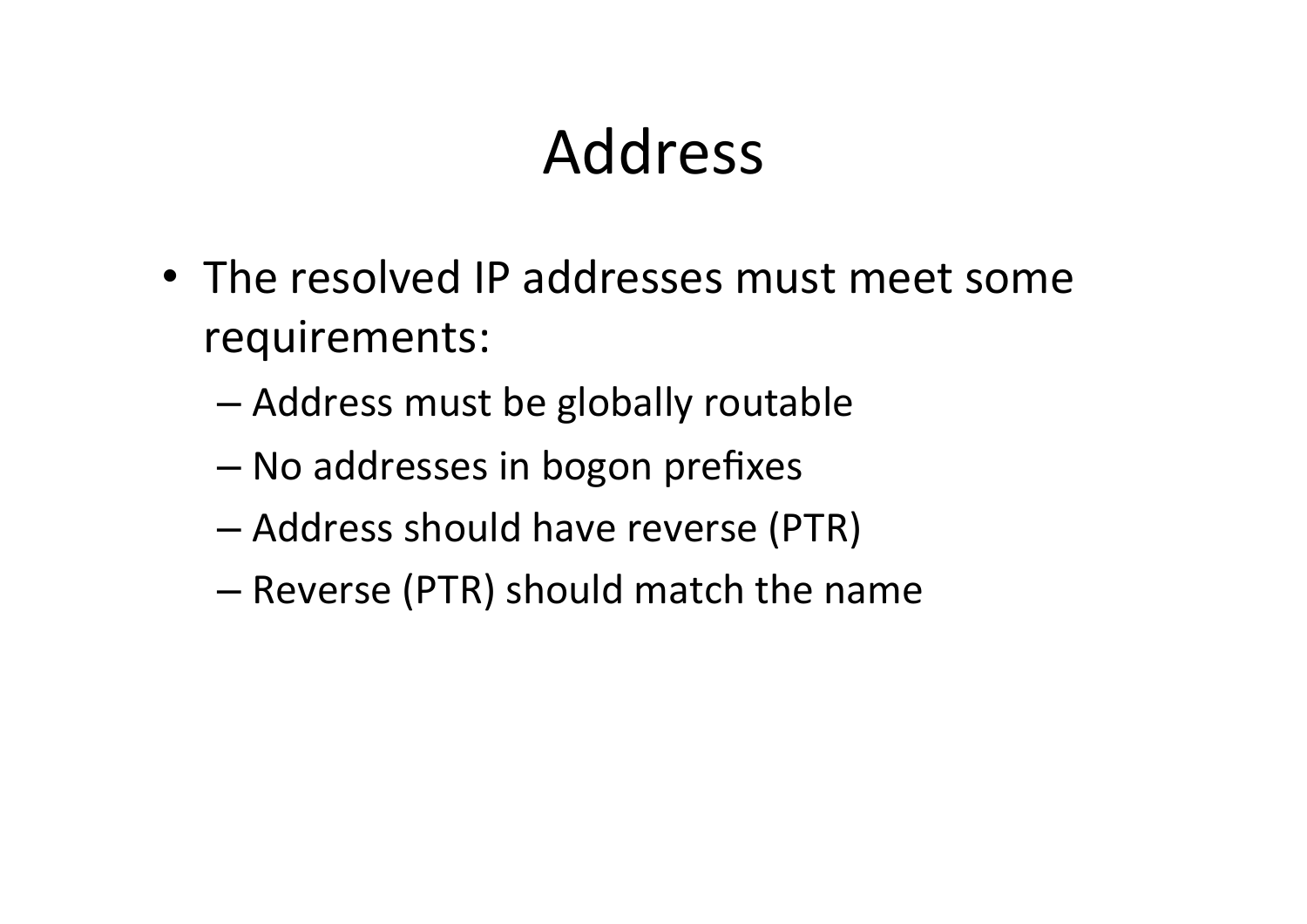# Address

- The resolved IP addresses must meet some requirements:
  - Address must be globally routable
  - No addresses in bogon prefixes
  - Address should have reverse (PTR)
  - Reverse (PTR) should match the name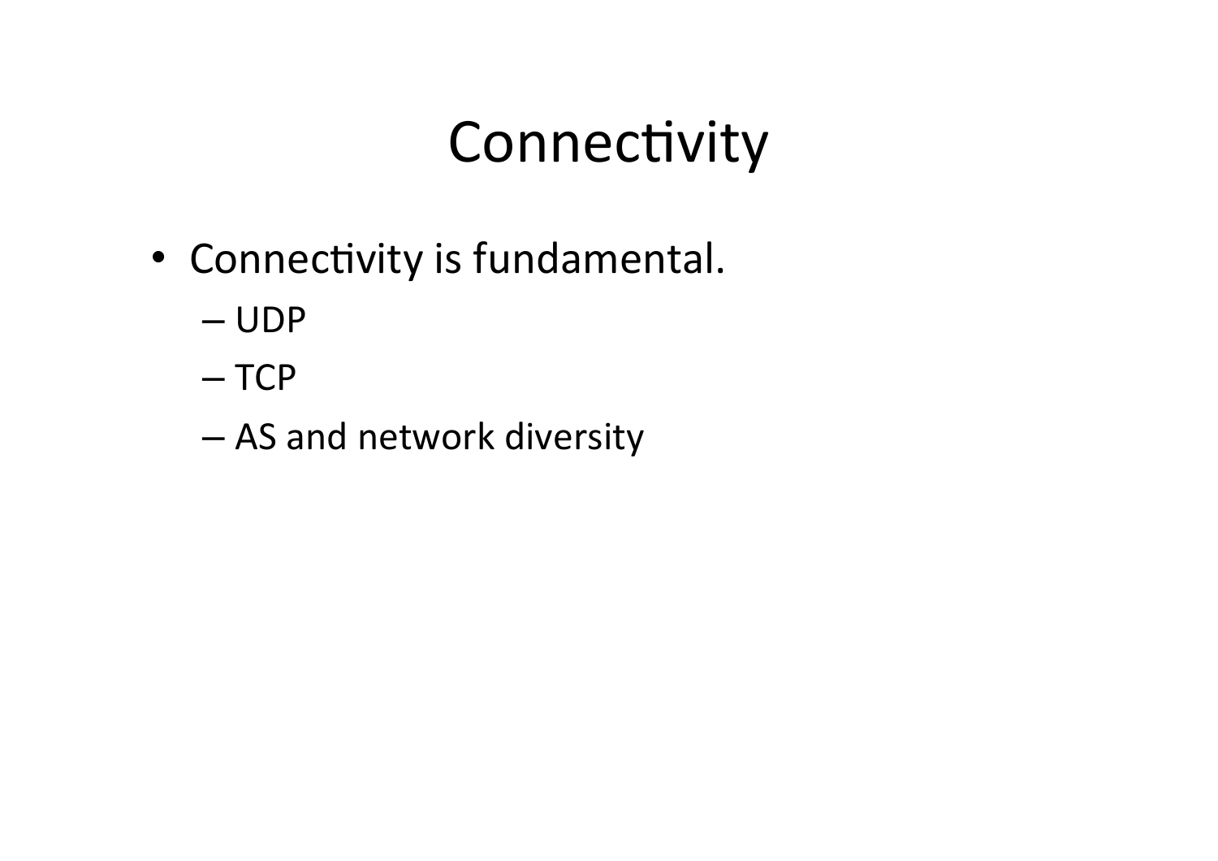# Connectivity

- Connectivity is fundamental.
  - UDP
  - TCP
  - AS and network diversity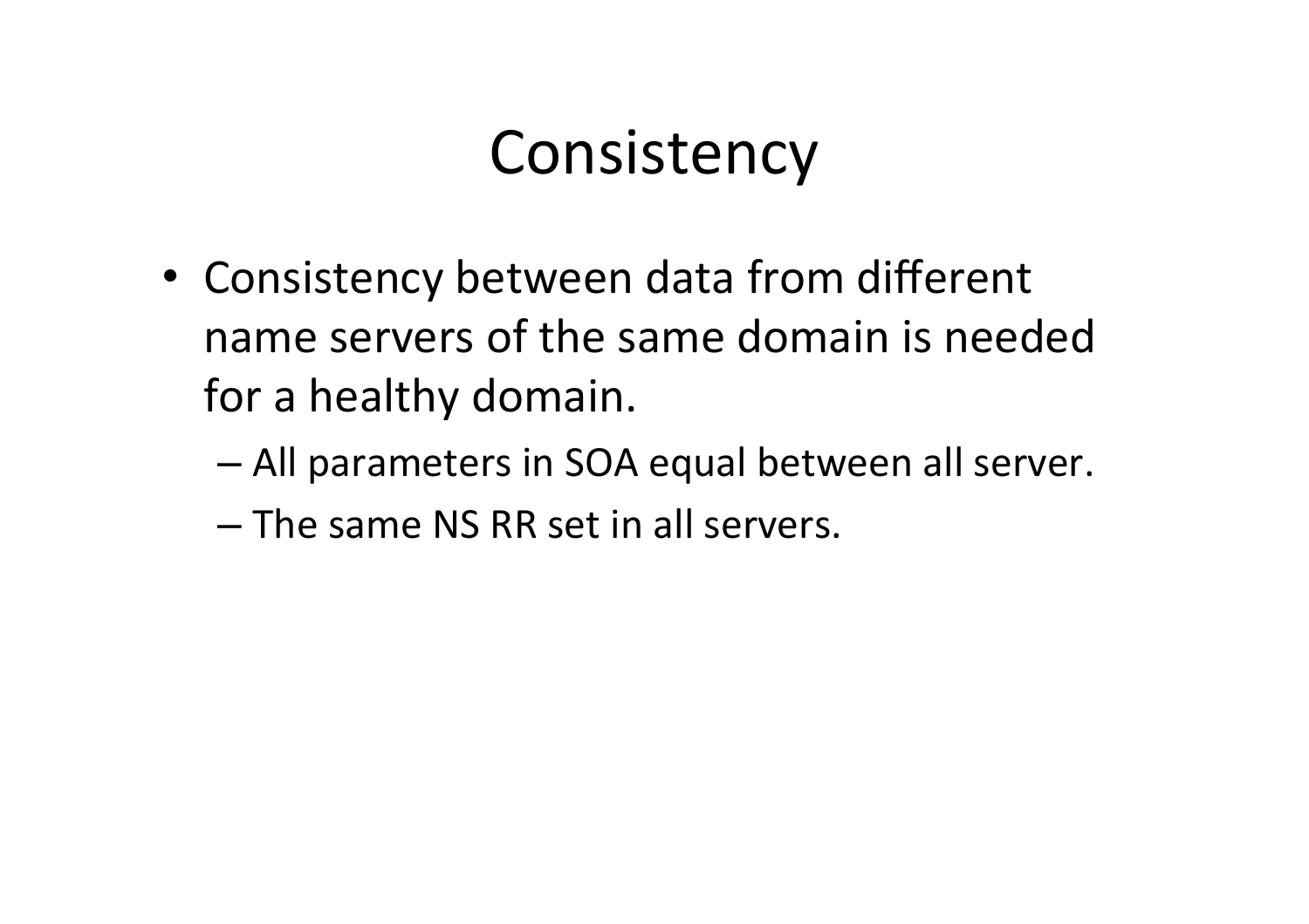# Consistency

- Consistency between data from different name servers of the same domain is needed for a healthy domain.
  - All parameters in SOA equal between all server.
  - The same NS RR set in all servers.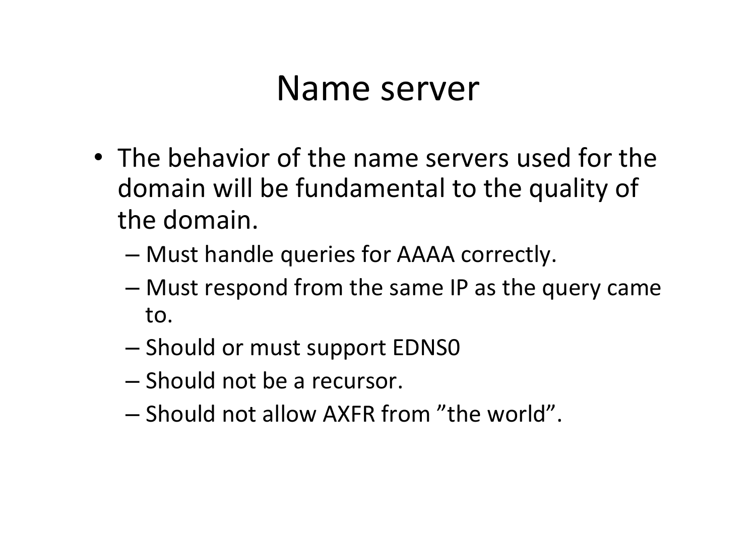# Name server

- The behavior of the name servers used for the domain will be fundamental to the quality of the domain.
  - Must handle queries for AAAA correctly.
  - Must respond from the same IP as the query came to.
  - Should or must support EDNS0
  - Should not be a recursor.
  - Should not allow AXFR from ”the world”.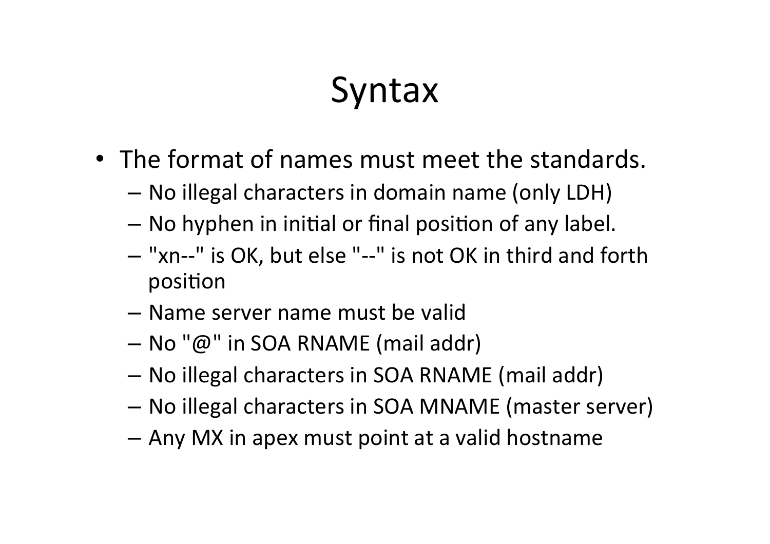# Syntax

- The format of names must meet the standards.
  - No illegal characters in domain name (only LDH)
  - No hyphen in initial or final position of any label.
  - "xn--" is OK, but else "--" is not OK in third and forth position
  - Name server name must be valid
  - No "@" in SOA RNAME (mail addr)
  - No illegal characters in SOA RNAME (mail addr)
  - No illegal characters in SOA MNAME (master server)
  - Any MX in apex must point at a valid hostname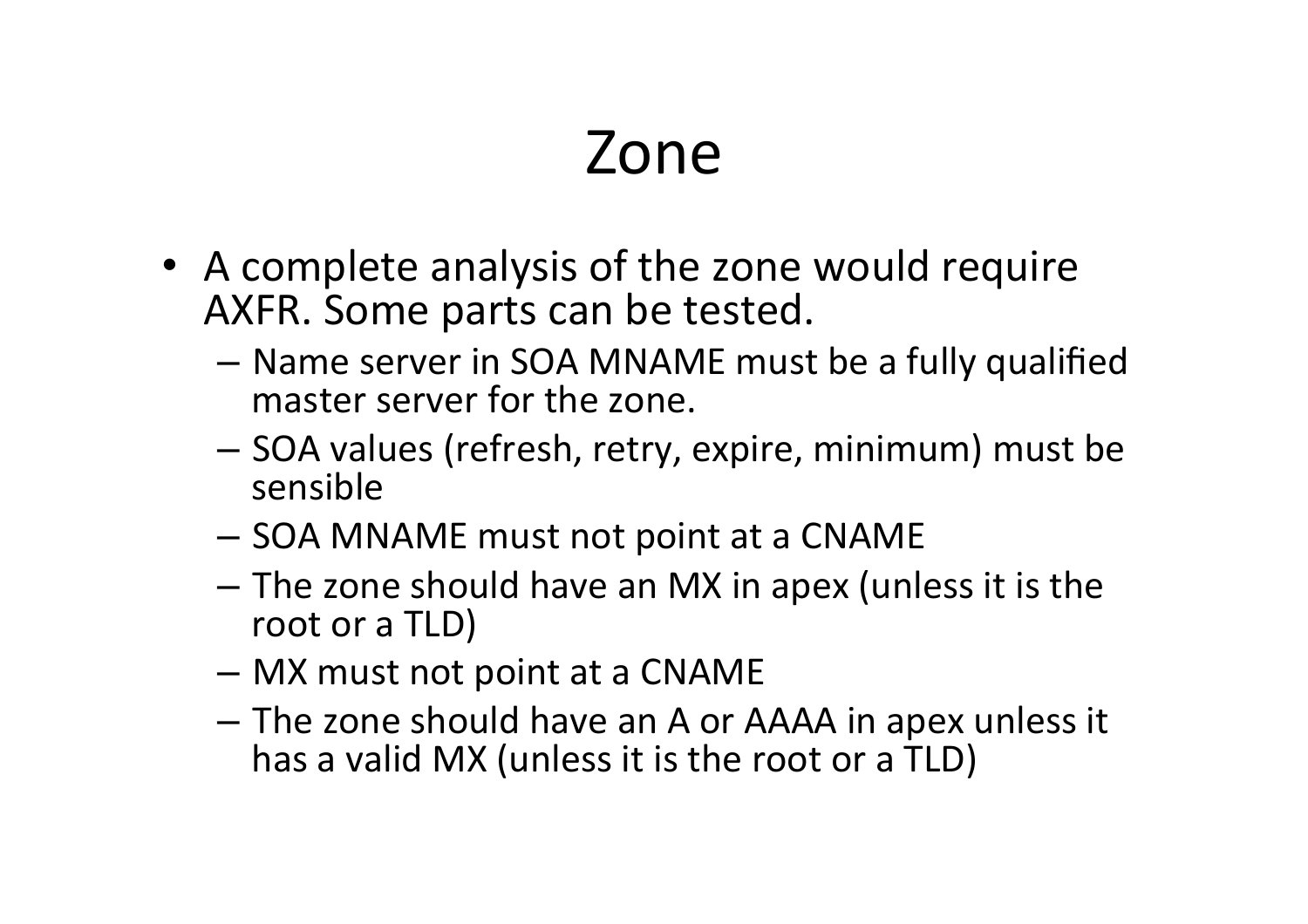# Zone

- A complete analysis of the zone would require AXFR. Some parts can be tested.
  - Name server in SOA MNAME must be a fully qualified master server for the zone.
  - SOA values (refresh, retry, expire, minimum) must be sensible
  - SOA MNAME must not point at a CNAME
  - The zone should have an MX in apex (unless it is the root or a TLD)
  - MX must not point at a CNAME
  - The zone should have an A or AAAA in apex unless it has a valid MX (unless it is the root or a TLD)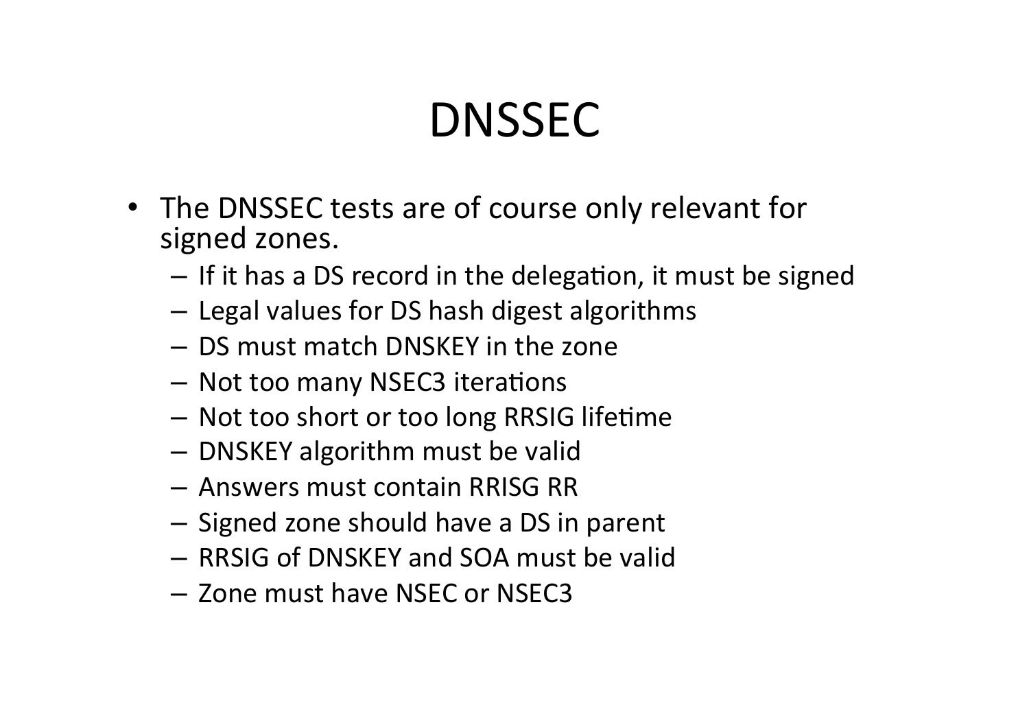# DNSSEC

- The DNSSEC tests are of course only relevant for signed zones.
  - If it has a DS record in the delegation, it must be signed
  - Legal values for DS hash digest algorithms
  - DS must match DNSKEY in the zone
  - Not too many NSEC3 iterations
  - Not too short or too long RRSIG lifetime
  - DNSKEY algorithm must be valid
  - Answers must contain RRISG RR
  - Signed zone should have a DS in parent
  - RRSIG of DNSKEY and SOA must be valid
  - Zone must have NSEC or NSEC3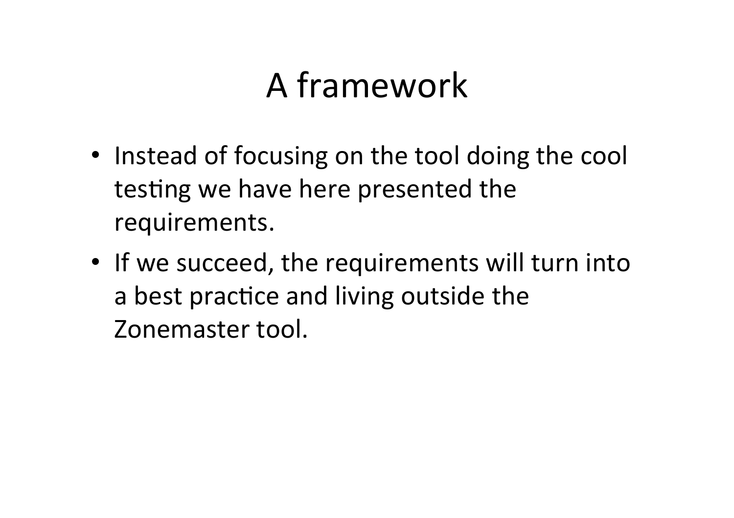# A framework

- Instead of focusing on the tool doing the cool testing we have here presented the requirements.
- If we succeed, the requirements will turn into a best practice and living outside the Zonemaster tool.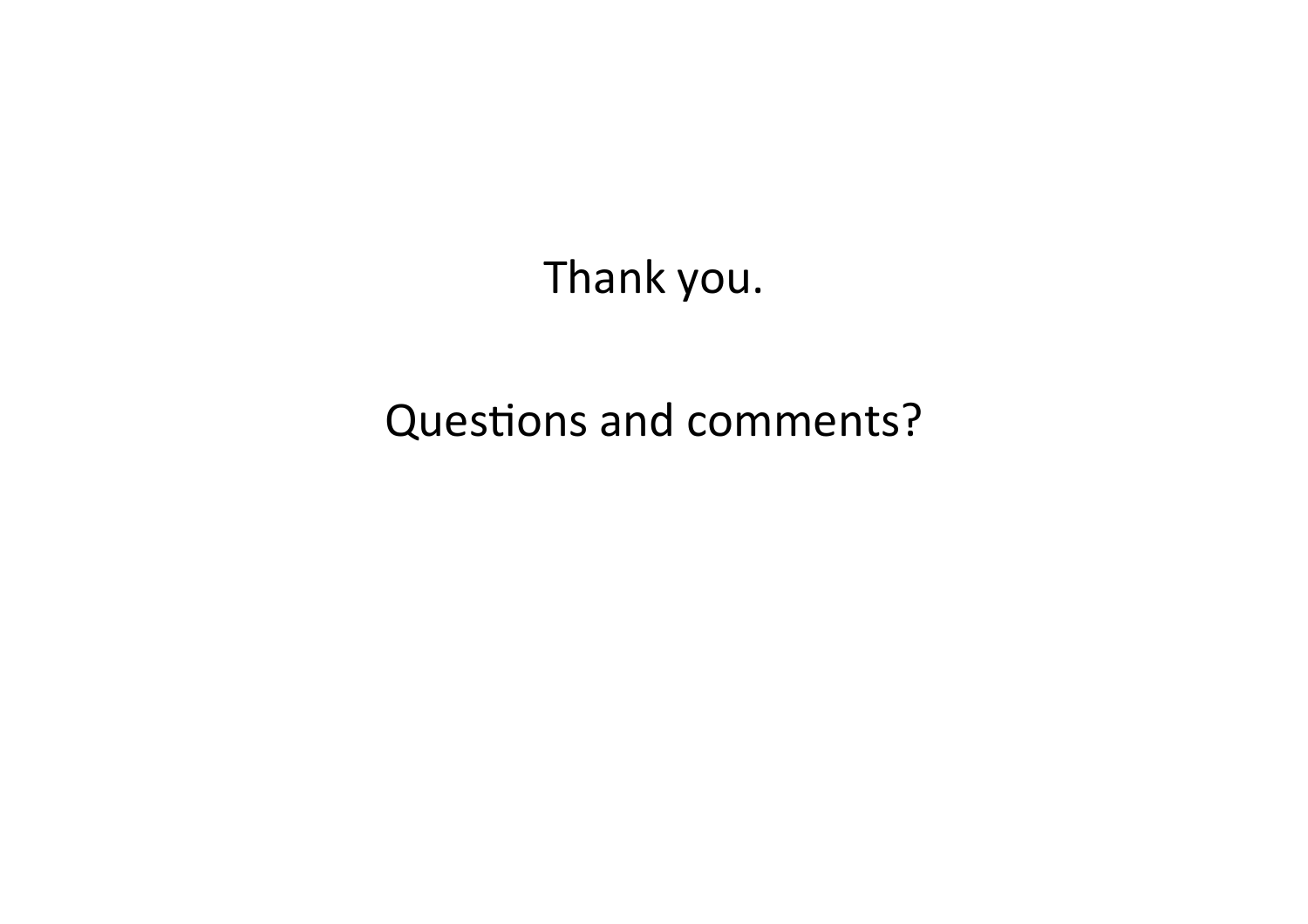Thank you.

Questions and comments?